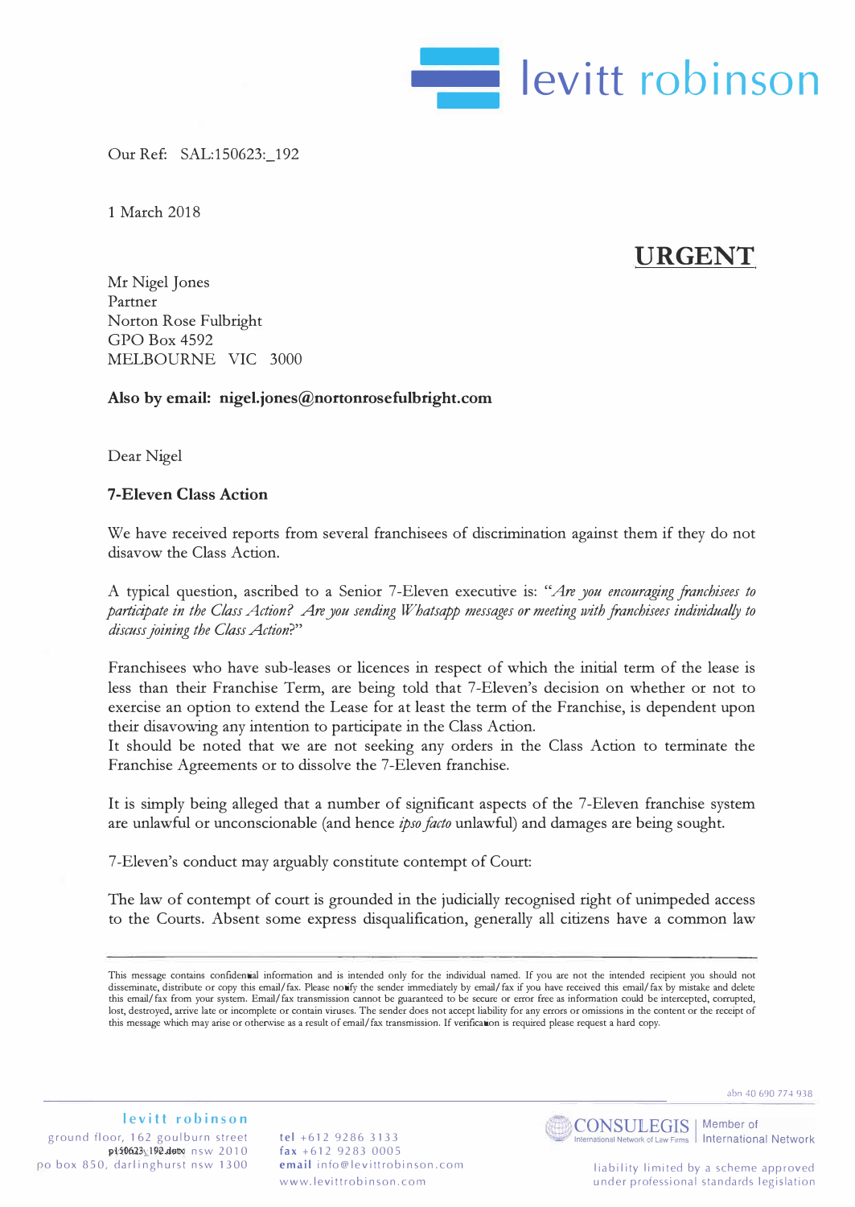Our Ref: SAL:150623:_192

1 March 2018

**URGENT**

Mr Nigel Jones
Partner
Norton Rose Fulbright
GPO Box 4592
MELBOURNE VIC 3000

**Also by email: nigel.jones@nortonrosefulbright.com**

Dear Nigel

**7-Eleven Class Action**

We have received reports from several franchisees of discrimination against them if they do not disavow the Class Action.

A typical question, ascribed to a Senior 7-Eleven executive is: *"Are you encouraging franchisees to participate in the Class Action? Are you sending Whatsapp messages or meeting with franchisees individually to discuss joining the Class Action?"*

Franchisees who have sub-leases or licences in respect of which the initial term of the lease is less than their Franchise Term, are being told that 7-Eleven's decision on whether or not to exercise an option to extend the Lease for at least the term of the Franchise, is dependent upon their disavowing any intention to participate in the Class Action.
It should be noted that we are not seeking any orders in the Class Action to terminate the Franchise Agreements or to dissolve the 7-Eleven franchise.

It is simply being alleged that a number of significant aspects of the 7-Eleven franchise system are unlawful or unconscionable (and hence *ipso facto* unlawful) and damages are being sought.

7-Eleven's conduct may arguably constitute contempt of Court:

The law of contempt of court is grounded in the judicially recognised right of unimpeded access to the Courts. Absent some express disqualification, generally all citizens have a common law

This message contains confidential information and is intended only for the individual named. If you are not the intended recipient you should not disseminate, distribute or copy this email/fax. Please notify the sender immediately by email/fax if you have received this email/fax by mistake and delete this email/fax from your system. Email/fax transmission cannot be guaranteed to be secure or error free as information could be intercepted, corrupted, lost, destroyed, arrive late or incomplete or contain viruses. The sender does not accept liability for any errors or omissions in the content or the receipt of this message which may arise or otherwise as a result of email/fax transmission. If verification is required please request a hard copy.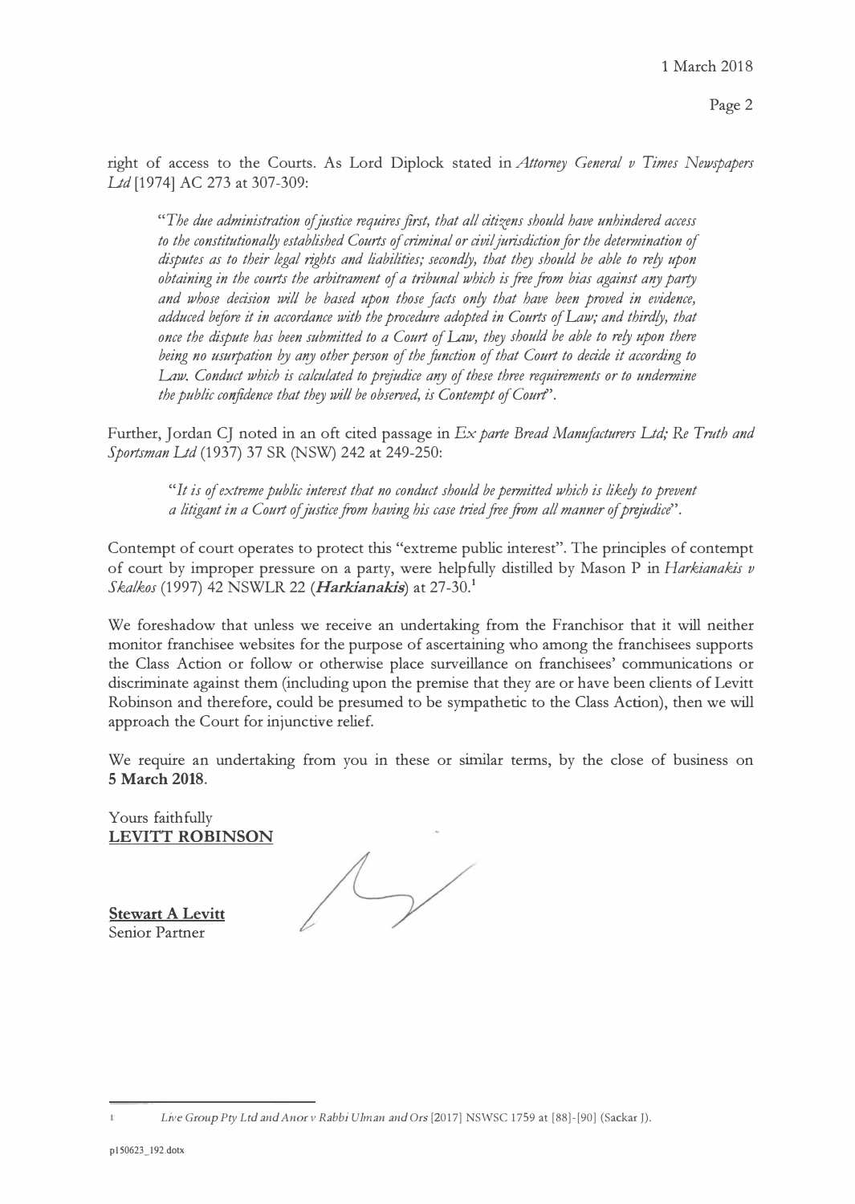right of access to the Courts. As Lord Diplock stated in *Attorney General v Times Newspapers Ltd* [1974] AC 273 at 307-309:

> "*The due administration of justice requires first, that all citizens should have unhindered access to the constitutionally established Courts of criminal or civil jurisdiction for the determination of disputes as to their legal rights and liabilities; secondly, that they should be able to rely upon obtaining in the courts the arbitrament of a tribunal which is free from bias against any party and whose decision will be based upon those facts only that have been proved in evidence, adduced before it in accordance with the procedure adopted in Courts of Law; and thirdly, that once the dispute has been submitted to a Court of Law, they should be able to rely upon there being no usurpation by any other person of the function of that Court to decide it according to Law. Conduct which is calculated to prejudice any of these three requirements or to undermine the public confidence that they will be observed, is Contempt of Court*".

Further, Jordan CJ noted in an oft cited passage in *Ex parte Bread Manufacturers Ltd; Re Truth and Sportsman Ltd* (1937) 37 SR (NSW) 242 at 249-250:

> "*It is of extreme public interest that no conduct should be permitted which is likely to prevent a litigant in a Court of justice from having his case tried free from all manner of prejudice*".

Contempt of court operates to protect this "extreme public interest". The principles of contempt of court by improper pressure on a party, were helpfully distilled by Mason P in *Harkianakis v Skalkos* (1997) 42 NSWLR 22 (***Harkianakis***) at 27-30.[1]

We foreshadow that unless we receive an undertaking from the Franchisor that it will neither monitor franchisee websites for the purpose of ascertaining who among the franchisees supports the Class Action or follow or otherwise place surveillance on franchisees' communications or discriminate against them (including upon the premise that they are or have been clients of Levitt Robinson and therefore, could be presumed to be sympathetic to the Class Action), then we will approach the Court for injunctive relief.

We require an undertaking from you in these or similar terms, by the close of business on **5 March 2018**.

Yours faithfully
**LEVITT ROBINSON**

**Stewart A Levitt**
Senior Partner

---

[1] *Live Group Pty Ltd and Anor v Rabbi Ulman and Ors* [2017] NSWSC 1759 at [88]-[90] (Sackar J).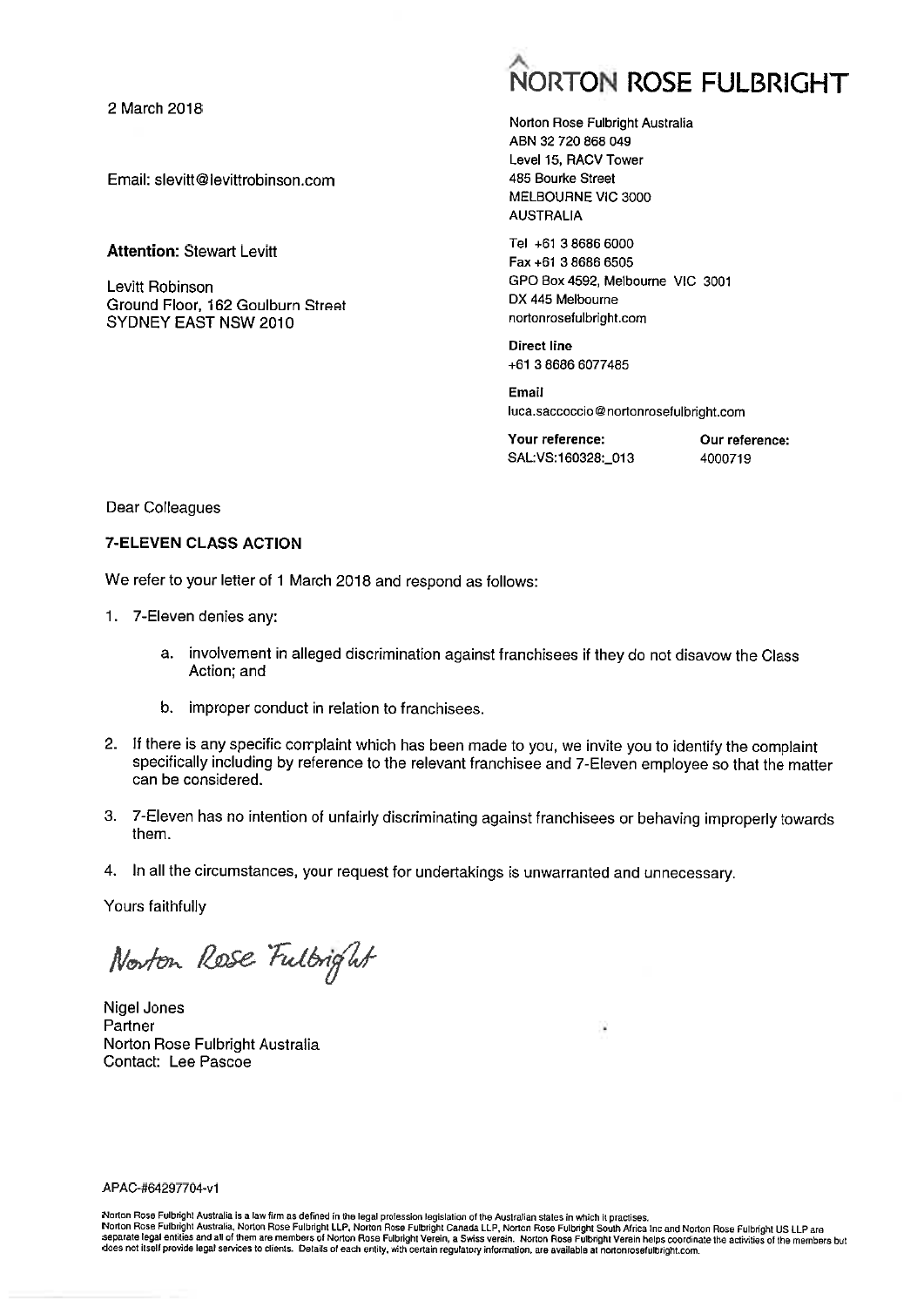# NORTON ROSE FULBRIGHT

2 March 2018

Email: slevitt@levittrobinson.com

**Attention:** Stewart Levitt

Levitt Robinson
Ground Floor, 162 Goulburn Street
SYDNEY EAST NSW 2010

Norton Rose Fulbright Australia
ABN 32 720 868 049
Level 15, RACV Tower
485 Bourke Street
MELBOURNE VIC 3000
AUSTRALIA

Tel +61 3 8686 6000
Fax +61 3 8686 6505
GPO Box 4592, Melbourne VIC 3001
DX 445 Melbourne
nortonrosefulbright.com

**Direct line**
+61 3 8686 6077485

**Email**
luca.saccoccio@nortonrosefulbright.com

| **Your reference:** | **Our reference:** |
| --- | --- |
| SAL:VS:160328:_013 | 4000719 |

Dear Colleagues

**7-ELEVEN CLASS ACTION**

We refer to your letter of 1 March 2018 and respond as follows:

1. 7-Eleven denies any:
   a. involvement in alleged discrimination against franchisees if they do not disavow the Class Action; and
   b. improper conduct in relation to franchisees.
2. If there is any specific complaint which has been made to you, we invite you to identify the complaint specifically including by reference to the relevant franchisee and 7-Eleven employee so that the matter can be considered.
3. 7-Eleven has no intention of unfairly discriminating against franchisees or behaving improperly towards them.
4. In all the circumstances, your request for undertakings is unwarranted and unnecessary.

Yours faithfully

Norton Rose Fulbright

Nigel Jones
Partner
Norton Rose Fulbright Australia
Contact: Lee Pascoe

APAC-#64297704-v1

Norton Rose Fulbright Australia is a law firm as defined in the legal profession legislation of the Australian states in which it practises.
Norton Rose Fulbright Australia, Norton Rose Fulbright LLP, Norton Rose Fulbright Canada LLP, Norton Rose Fulbright South Africa Inc and Norton Rose Fulbright US LLP are separate legal entities and all of them are members of Norton Rose Fulbright Verein, a Swiss verein. Norton Rose Fulbright Verein helps coordinate the activities of the members but does not itself provide legal services to clients. Details of each entity, with certain regulatory information, are available at nortonrosefulbright.com.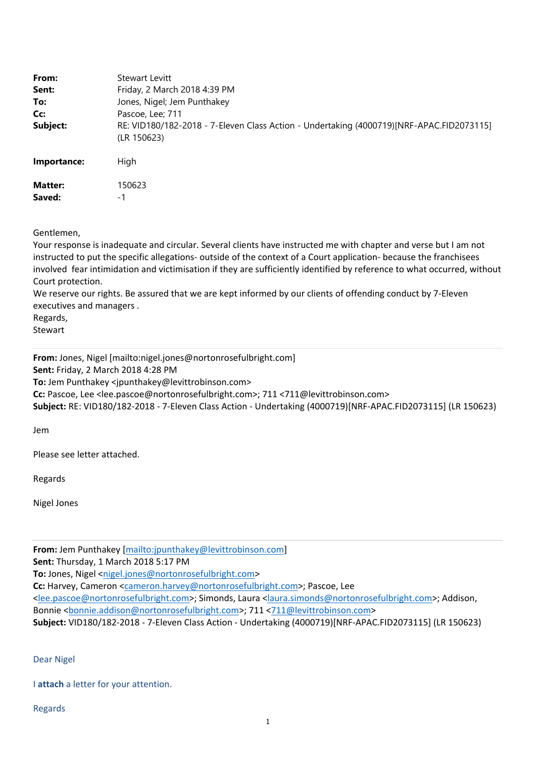| | |
|---|---|
| **From:** | Stewart Levitt |
| **Sent:** | Friday, 2 March 2018 4:39 PM |
| **To:** | Jones, Nigel; Jem Punthakey |
| **Cc:** | Pascoe, Lee; 711 |
| **Subject:** | RE: VID180/182-2018 - 7-Eleven Class Action - Undertaking (4000719)[NRF-APAC.FID2073115] (LR 150623) |
| **Importance:** | High |
| **Matter:** | 150623 |
| **Saved:** | -1 |

Gentlemen,
Your response is inadequate and circular. Several clients have instructed me with chapter and verse but I am not instructed to put the specific allegations- outside of the context of a Court application- because the franchisees involved fear intimidation and victimisation if they are sufficiently identified by reference to what occurred, without Court protection.
We reserve our rights. Be assured that we are kept informed by our clients of offending conduct by 7-Eleven executives and managers .
Regards,
Stewart

---

**From:** Jones, Nigel [mailto:nigel.jones@nortonrosefulbright.com]
**Sent:** Friday, 2 March 2018 4:28 PM
**To:** Jem Punthakey <jpunthakey@levittrobinson.com>
**Cc:** Pascoe, Lee <lee.pascoe@nortonrosefulbright.com>; 711 <711@levittrobinson.com>
**Subject:** RE: VID180/182-2018 - 7-Eleven Class Action - Undertaking (4000719)[NRF-APAC.FID2073115] (LR 150623)

Jem

Please see letter attached.

Regards

Nigel Jones

---

**From:** Jem Punthakey [mailto:jpunthakey@levittrobinson.com]
**Sent:** Thursday, 1 March 2018 5:17 PM
**To:** Jones, Nigel <nigel.jones@nortonrosefulbright.com>
**Cc:** Harvey, Cameron <cameron.harvey@nortonrosefulbright.com>; Pascoe, Lee <lee.pascoe@nortonrosefulbright.com>; Simonds, Laura <laura.simonds@nortonrosefulbright.com>; Addison, Bonnie <bonnie.addison@nortonrosefulbright.com>; 711 <711@levittrobinson.com>
**Subject:** VID180/182-2018 - 7-Eleven Class Action - Undertaking (4000719)[NRF-APAC.FID2073115] (LR 150623)

Dear Nigel

I **attach** a letter for your attention.

Regards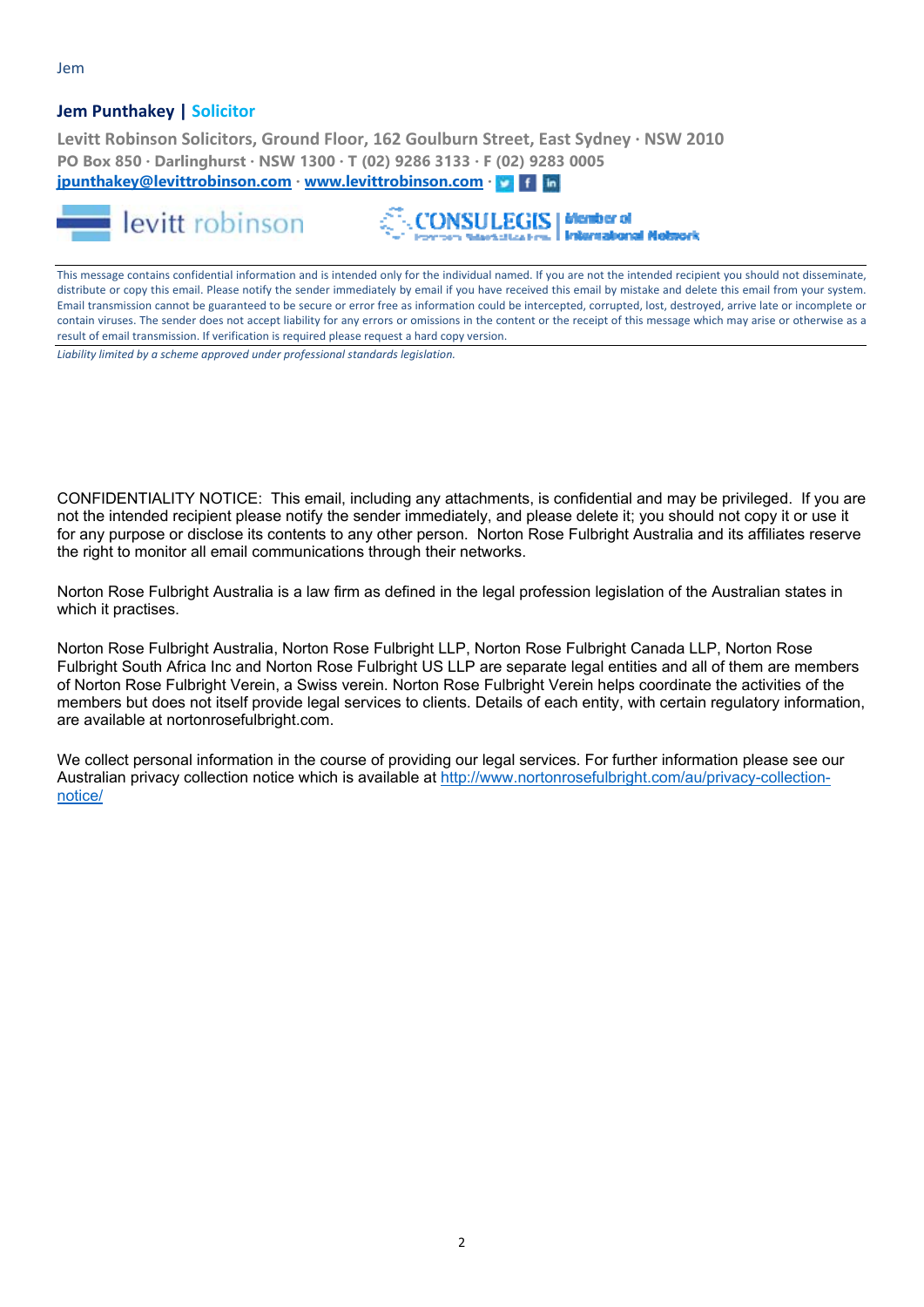Jem

**Jem Punthakey | Solicitor**

**Levitt Robinson Solicitors, Ground Floor, 162 Goulburn Street, East Sydney · NSW 2010**
**PO Box 850 · Darlinghurst · NSW 1300 · T (02) 9286 3133 · F (02) 9283 0005**
**jpunthakey@levittrobinson.com · www.levittrobinson.com ·**

levitt robinson

CONSULEGIS | Member of International Network

This message contains confidential information and is intended only for the individual named. If you are not the intended recipient you should not disseminate, distribute or copy this email. Please notify the sender immediately by email if you have received this email by mistake and delete this email from your system. Email transmission cannot be guaranteed to be secure or error free as information could be intercepted, corrupted, lost, destroyed, arrive late or incomplete or contain viruses. The sender does not accept liability for any errors or omissions in the content or the receipt of this message which may arise or otherwise as a result of email transmission. If verification is required please request a hard copy version.

*Liability limited by a scheme approved under professional standards legislation.*

CONFIDENTIALITY NOTICE: This email, including any attachments, is confidential and may be privileged. If you are not the intended recipient please notify the sender immediately, and please delete it; you should not copy it or use it for any purpose or disclose its contents to any other person. Norton Rose Fulbright Australia and its affiliates reserve the right to monitor all email communications through their networks.

Norton Rose Fulbright Australia is a law firm as defined in the legal profession legislation of the Australian states in which it practises.

Norton Rose Fulbright Australia, Norton Rose Fulbright LLP, Norton Rose Fulbright Canada LLP, Norton Rose Fulbright South Africa Inc and Norton Rose Fulbright US LLP are separate legal entities and all of them are members of Norton Rose Fulbright Verein, a Swiss verein. Norton Rose Fulbright Verein helps coordinate the activities of the members but does not itself provide legal services to clients. Details of each entity, with certain regulatory information, are available at nortonrosefulbright.com.

We collect personal information in the course of providing our legal services. For further information please see our Australian privacy collection notice which is available at http://www.nortonrosefulbright.com/au/privacy-collection-notice/